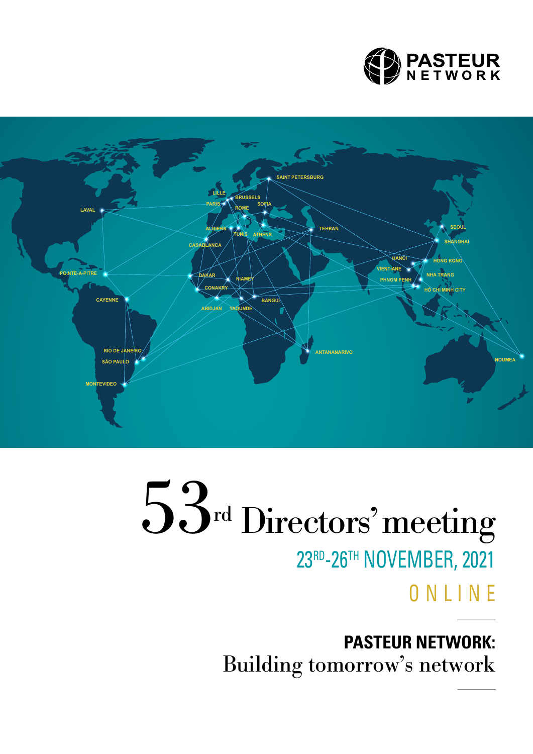PASTEUR NETWORK

SAINT PETERSBURG
LILLE
BRUSSELS
PARIS
SOFIA
LAVAL
ROME
ALGIERS
TUNIS
ATHENS
TEHRAN
SEOUL
SHANGHAI
CASABLANCA
HANOI
HONG KONG
VIENTIANE
NHA TRANG
POINTE-A-PITRE
DAKAR
NIAMEY
PHNOM PENH
CONAKRY
HO CHI MINH CITY
CAYENNE
BANGUI
ABIDJAN
YAOUNDE
ANTANANARIVO
RIO DE JANEIRO
NOUMEA
SÃO PAULO
MONTEVIDEO

# 53rd Directors' meeting

## 23RD-26TH NOVEMBER, 2021

## ONLINE

---

**PASTEUR NETWORK:**
Building tomorrow's network

---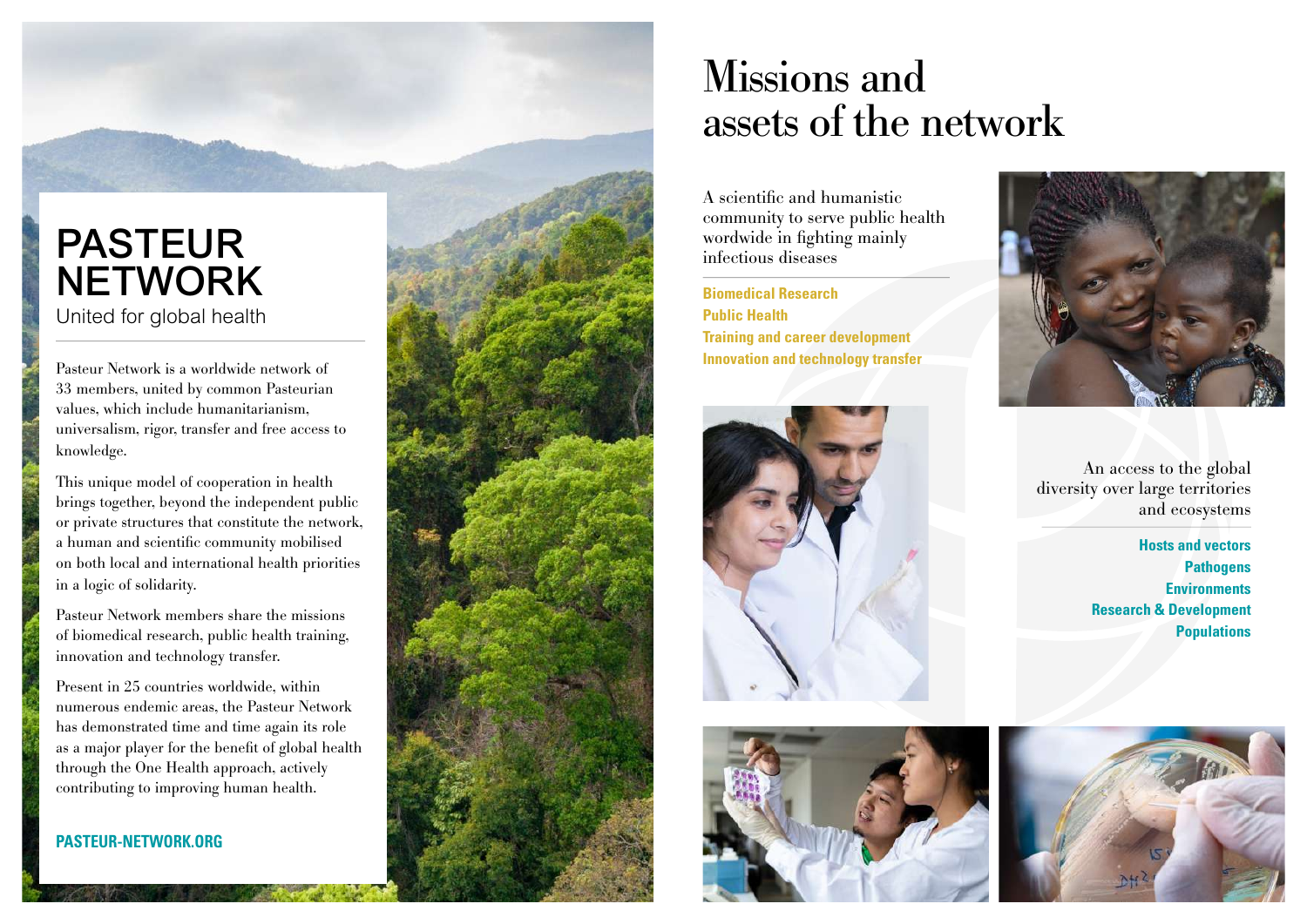# PASTEUR NETWORK

United for global health

Pasteur Network is a worldwide network of 33 members, united by common Pasteurian values, which include humanitarianism, universalism, rigor, transfer and free access to knowledge.

This unique model of cooperation in health brings together, beyond the independent public or private structures that constitute the network, a human and scientific community mobilised on both local and international health priorities in a logic of solidarity.

Pasteur Network members share the missions of biomedical research, public health training, innovation and technology transfer.

Present in 25 countries worldwide, within numerous endemic areas, the Pasteur Network has demonstrated time and time again its role as a major player for the benefit of global health through the One Health approach, actively contributing to improving human health.

**PASTEUR-NETWORK.ORG**

# Missions and assets of the network

A scientific and humanistic community to serve public health wordwide in fighting mainly infectious diseases

**Biomedical Research**
**Public Health**
**Training and career development**
**Innovation and technology transfer**

An access to the global diversity over large territories and ecosystems

**Hosts and vectors**
**Pathogens**
**Environments**
**Research & Development**
**Populations**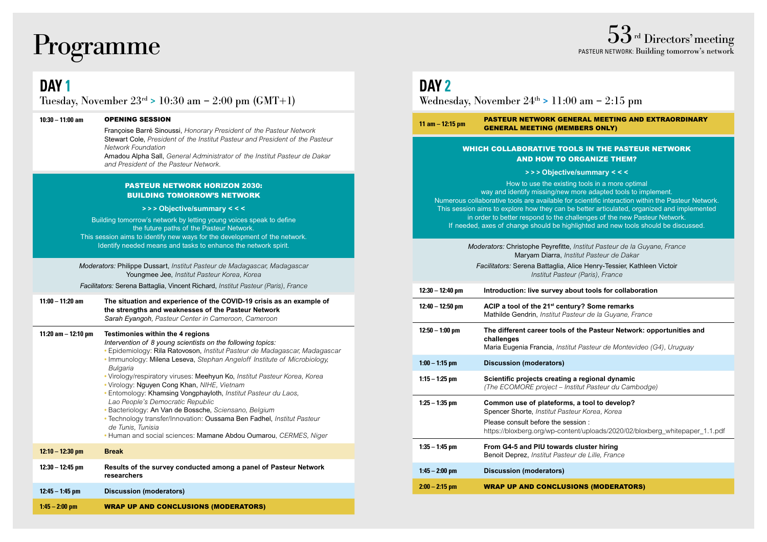# Programme

**53rd Directors' meeting**
PASTEUR NETWORK: Building tomorrow's network

## DAY 1

Tuesday, November 23rd > 10:30 am – 2:00 pm (GMT+1)

**10:30 – 11:00 am** — **OPENING SESSION**

Françoise Barré Sinoussi, *Honorary President of the Pasteur Network*
Stewart Cole, *President of the Institut Pasteur and President of the Pasteur Network Foundation*
Amadou Alpha Sall, *General Administrator of the Institut Pasteur de Dakar and President of the Pasteur Network.*

### PASTEUR NETWORK HORIZON 2030: BUILDING TOMORROW'S NETWORK

**> > > Objective/summary < < <**

Building tomorrow's network by letting young voices speak to define the future paths of the Pasteur Network.
This session aims to identify new ways for the development of the network.
Identify needed means and tasks to enhance the network spirit.

*Moderators:* Philippe Dussart, *Institut Pasteur de Madagascar, Madagascar*
Youngmee Jee, *Institut Pasteur Korea, Korea*

*Facilitators:* Serena Battaglia, Vincent Richard, *Institut Pasteur (Paris), France*

| Time | Session |
|---|---|
| 11:00 – 11:20 am | **The situation and experience of the COVID-19 crisis as an example of the strengths and weaknesses of the Pasteur Network**<br>*Sarah Eyangoh, Pasteur Center in Cameroon, Cameroon* |
| 11:20 am – 12:10 pm | **Testimonies within the 4 regions**<br>*Intervention of 8 young scientists on the following topics:*<br>• Epidemiology: Rila Ratovoson, *Institut Pasteur de Madagascar, Madagascar*<br>• Immunology: Milena Leseva, *Stephan Angeloff Institute of Microbiology, Bulgaria*<br>• Virology/respiratory viruses: Meehyun Ko, *Institut Pasteur Korea, Korea*<br>• Virology: Nguyen Cong Khan, *NIHE, Vietnam*<br>• Entomology: Khamsing Vongphayloth, *Institut Pasteur du Laos, Lao People's Democratic Republic*<br>• Bacteriology: An Van de Bossche, *Sciensano, Belgium*<br>• Technology transfer/Innovation: Oussama Ben Fadhel, *Institut Pasteur de Tunis, Tunisia*<br>• Human and social sciences: Mamane Abdou Oumarou, *CERMES, Niger* |
| 12:10 – 12:30 pm | **Break** |
| 12:30 – 12:45 pm | **Results of the survey conducted among a panel of Pasteur Network researchers** |
| 12:45 – 1:45 pm | **Discussion (moderators)** |
| 1:45 – 2:00 pm | **WRAP UP AND CONCLUSIONS (MODERATORS)** |

## DAY 2

Wednesday, November 24th > 11:00 am – 2:15 pm

**11 am – 12:15 pm** — **PASTEUR NETWORK GENERAL MEETING AND EXTRAORDINARY GENERAL MEETING (MEMBERS ONLY)**

### WHICH COLLABORATIVE TOOLS IN THE PASTEUR NETWORK AND HOW TO ORGANIZE THEM?

**> > > Objective/summary < < <**

How to use the existing tools in a more optimal way and identify missing/new more adapted tools to implement.
Numerous collaborative tools are available for scientific interaction within the Pasteur Network.
This session aims to explore how they can be better articulated, organized and implemented in order to better respond to the challenges of the new Pasteur Network.
If needed, axes of change should be highlighted and new tools should be discussed.

*Moderators:* Christophe Peyrefitte, *Institut Pasteur de la Guyane, France*
Maryam Diarra, *Institut Pasteur de Dakar*

*Facilitators:* Serena Battaglia, Alice Henry-Tessier, Kathleen Victoir
*Institut Pasteur (Paris), France*

| Time | Session |
|---|---|
| 12:30 – 12:40 pm | **Introduction: live survey about tools for collaboration** |
| 12:40 – 12:50 pm | **ACIP a tool of the 21st century? Some remarks**<br>Mathilde Gendrin, *Institut Pasteur de la Guyane, France* |
| 12:50 – 1:00 pm | **The different career tools of the Pasteur Network: opportunities and challenges**<br>Maria Eugenia Francia, *Institut Pasteur de Montevideo (G4), Uruguay* |
| 1:00 – 1:15 pm | **Discussion (moderators)** |
| 1:15 – 1:25 pm | **Scientific projects creating a regional dynamic**<br>*(The ECOMORE project – Institut Pasteur du Cambodge)* |
| 1:25 – 1:35 pm | **Common use of plateforms, a tool to develop?**<br>Spencer Shorte, *Institut Pasteur Korea, Korea*<br>Please consult before the session :<br>https://bloxberg.org/wp-content/uploads/2020/02/bloxberg_whitepaper_1.1.pdf |
| 1:35 – 1:45 pm | **From G4-5 and PIU towards cluster hiring**<br>Benoit Deprez, *Institut Pasteur de Lille, France* |
| 1:45 – 2:00 pm | **Discussion (moderators)** |
| 2:00 – 2:15 pm | **WRAP UP AND CONCLUSIONS (MODERATORS)** |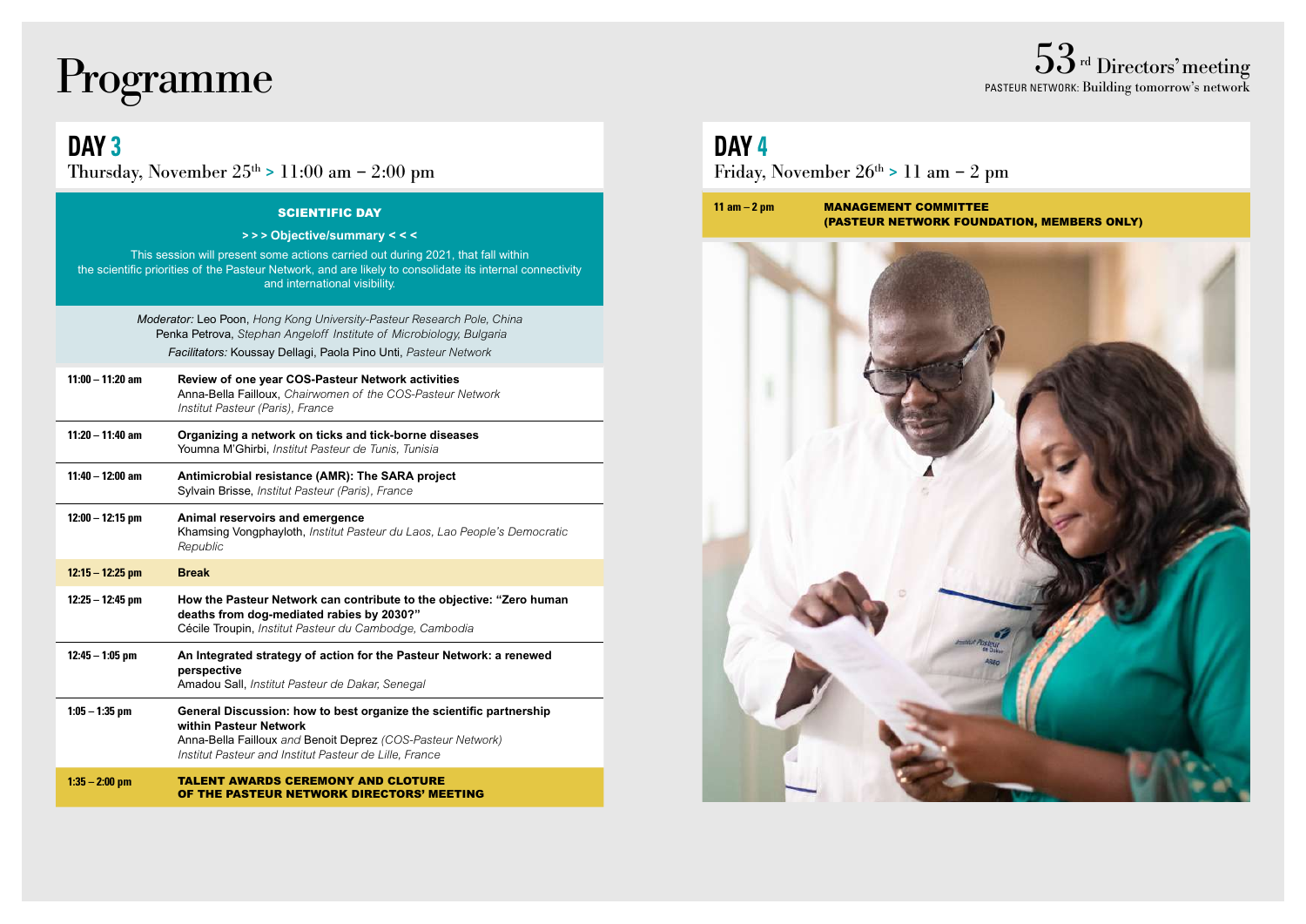# Programme

53[rd] Directors' meeting
PASTEUR NETWORK: Building tomorrow's network

## DAY 3

Thursday, November 25[th] > 11:00 am – 2:00 pm

**SCIENTIFIC DAY**

**> > > Objective/summary < < <**

This session will present some actions carried out during 2021, that fall within the scientific priorities of the Pasteur Network, and are likely to consolidate its internal connectivity and international visibility.

*Moderator:* Leo Poon, *Hong Kong University-Pasteur Research Pole, China*
Penka Petrova, *Stephan Angeloff Institute of Microbiology, Bulgaria*
*Facilitators:* Koussay Dellagi, Paola Pino Unti, *Pasteur Network*

| Time | Session |
|---|---|
| **11:00 – 11:20 am** | **Review of one year COS-Pasteur Network activities**<br>Anna-Bella Failloux, *Chairwomen of the COS-Pasteur Network Institut Pasteur (Paris), France* |
| **11:20 – 11:40 am** | **Organizing a network on ticks and tick-borne diseases**<br>Youmna M'Ghirbi, *Institut Pasteur de Tunis, Tunisia* |
| **11:40 – 12:00 am** | **Antimicrobial resistance (AMR): The SARA project**<br>Sylvain Brisse, *Institut Pasteur (Paris), France* |
| **12:00 – 12:15 pm** | **Animal reservoirs and emergence**<br>Khamsing Vongphayloth, *Institut Pasteur du Laos, Lao People's Democratic Republic* |
| **12:15 – 12:25 pm** | **Break** |
| **12:25 – 12:45 pm** | **How the Pasteur Network can contribute to the objective: "Zero human deaths from dog-mediated rabies by 2030?"**<br>Cécile Troupin, *Institut Pasteur du Cambodge, Cambodia* |
| **12:45 – 1:05 pm** | **An Integrated strategy of action for the Pasteur Network: a renewed perspective**<br>Amadou Sall, *Institut Pasteur de Dakar, Senegal* |
| **1:05 – 1:35 pm** | **General Discussion: how to best organize the scientific partnership within Pasteur Network**<br>Anna-Bella Failloux *and* Benoit Deprez *(COS-Pasteur Network) Institut Pasteur and Institut Pasteur de Lille, France* |
| **1:35 – 2:00 pm** | **TALENT AWARDS CEREMONY AND CLOTURE OF THE PASTEUR NETWORK DIRECTORS' MEETING** |

## DAY 4

Friday, November 26[th] > 11 am – 2 pm

| Time | Session |
|---|---|
| **11 am – 2 pm** | **MANAGEMENT COMMITTEE (PASTEUR NETWORK FOUNDATION, MEMBERS ONLY)** |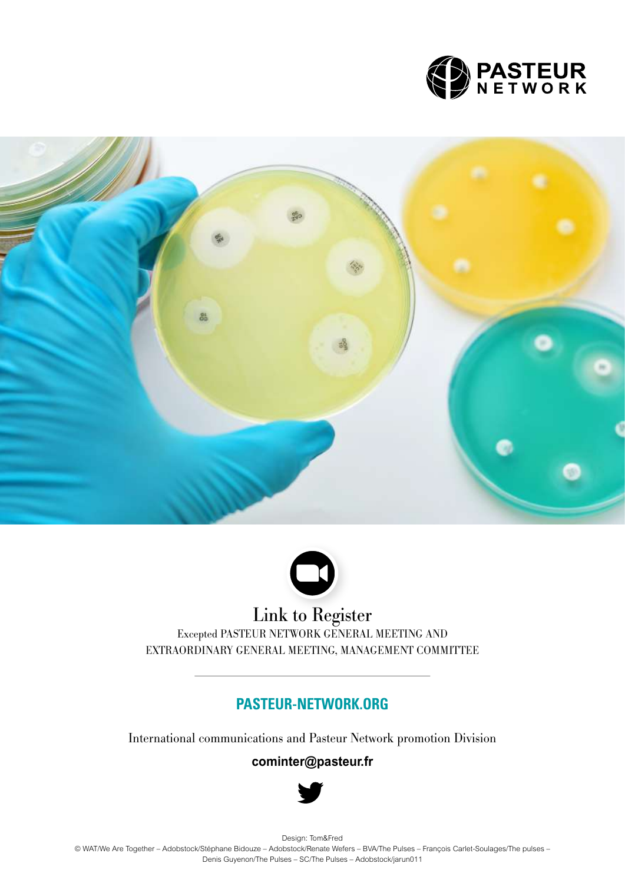PASTEUR NETWORK

Link to Register

Excepted PASTEUR NETWORK GENERAL MEETING AND EXTRAORDINARY GENERAL MEETING, MANAGEMENT COMMITTEE

**PASTEUR-NETWORK.ORG**

International communications and Pasteur Network promotion Division

**cominter@pasteur.fr**

Design: Tom&Fred

© WAT/We Are Together – Adobstock/Stéphane Bidouze – Adobstock/Renate Wefers – BVA/The Pulses – François Carlet-Soulages/The pulses – Denis Guyenon/The Pulses – SC/The Pulses – Adobstock/jarun011